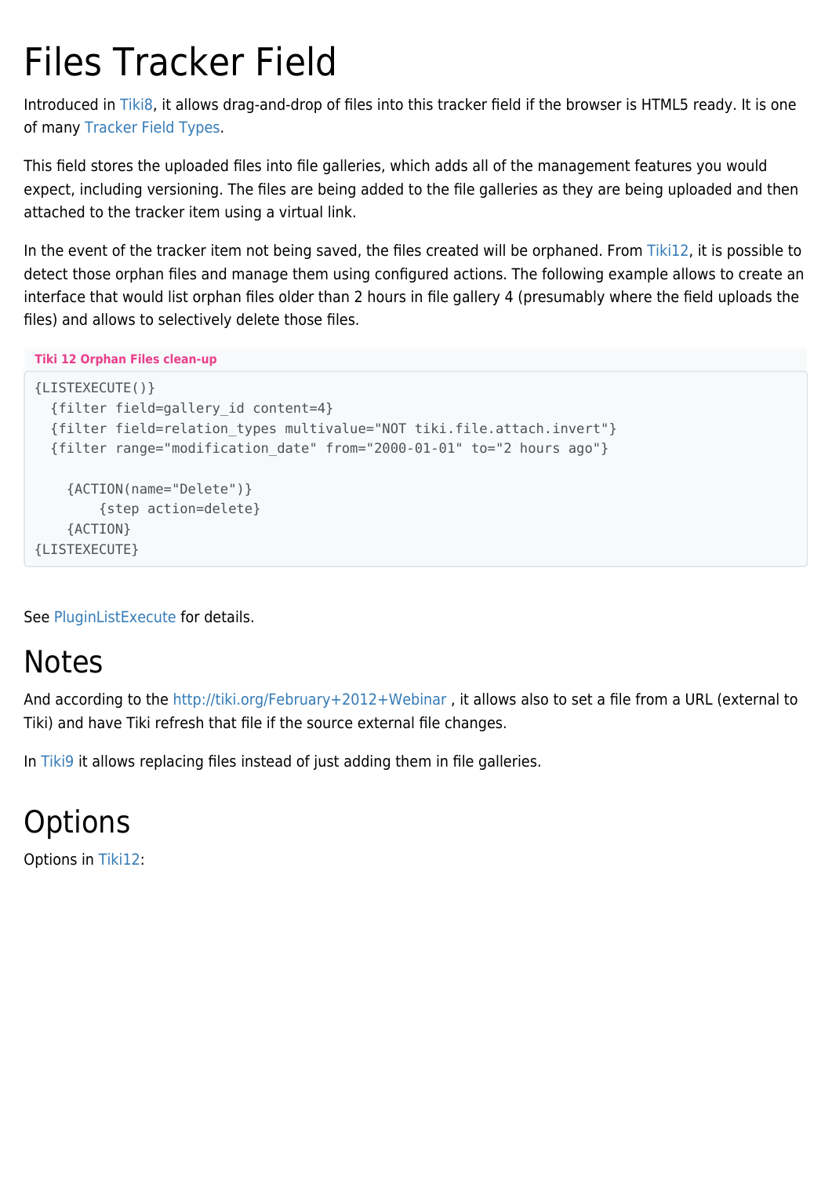# Files Tracker Field

Introduced in Tiki8, it allows drag-and-drop of files into this tracker field if the browser is HTML5 ready. It is one of many Tracker Field Types.

This field stores the uploaded files into file galleries, which adds all of the management features you would expect, including versioning. The files are being added to the file galleries as they are being uploaded and then attached to the tracker item using a virtual link.

In the event of the tracker item not being saved, the files created will be orphaned. From Tiki12, it is possible to detect those orphan files and manage them using configured actions. The following example allows to create an interface that would list orphan files older than 2 hours in file gallery 4 (presumably where the field uploads the files) and allows to selectively delete those files.

**Tiki 12 Orphan Files clean-up**

```
{LISTEXECUTE()}
  {filter field=gallery_id content=4}
  {filter field=relation_types multivalue="NOT tiki.file.attach.invert"}
  {filter range="modification_date" from="2000-01-01" to="2 hours ago"}

    {ACTION(name="Delete")}
        {step action=delete}
    {ACTION}
{LISTEXECUTE}
```

See PluginListExecute for details.

# Notes

And according to the http://tiki.org/February+2012+Webinar , it allows also to set a file from a URL (external to Tiki) and have Tiki refresh that file if the source external file changes.

In Tiki9 it allows replacing files instead of just adding them in file galleries.

# Options

Options in Tiki12: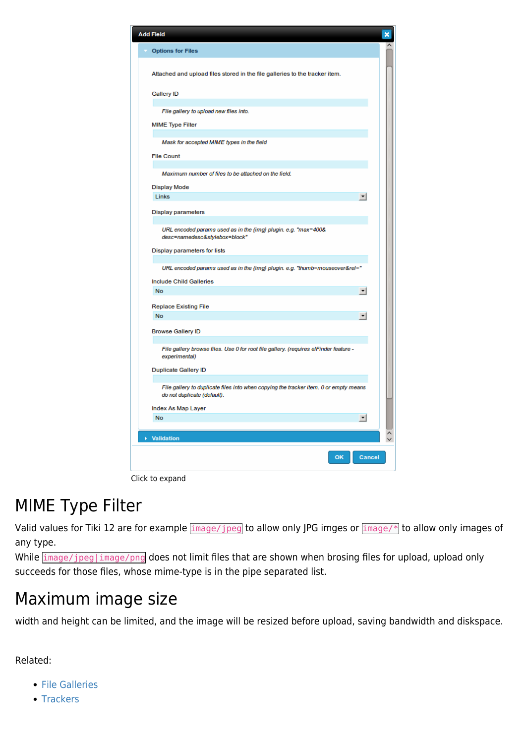Click to expand

## MIME Type Filter

Valid values for Tiki 12 are for example `image/jpeg` to allow only JPG imges or `image/*` to allow only images of any type.

While `image/jpeg|image/png` does not limit files that are shown when brosing files for upload, upload only succeeds for those files, whose mime-type is in the pipe separated list.

## Maximum image size

width and height can be limited, and the image will be resized before upload, saving bandwidth and diskspace.

Related:

- File Galleries
- Trackers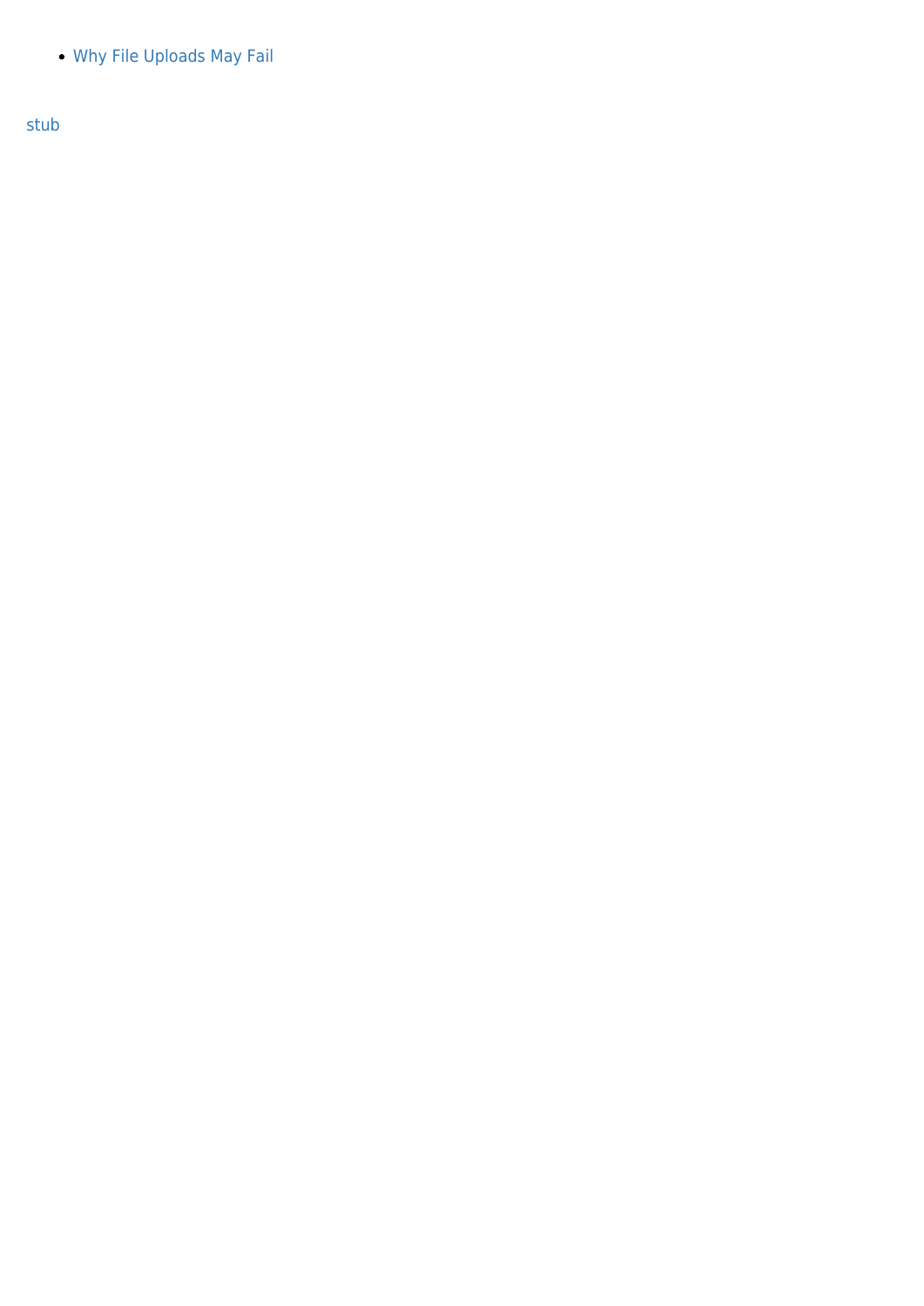- Why File Uploads May Fail

stub